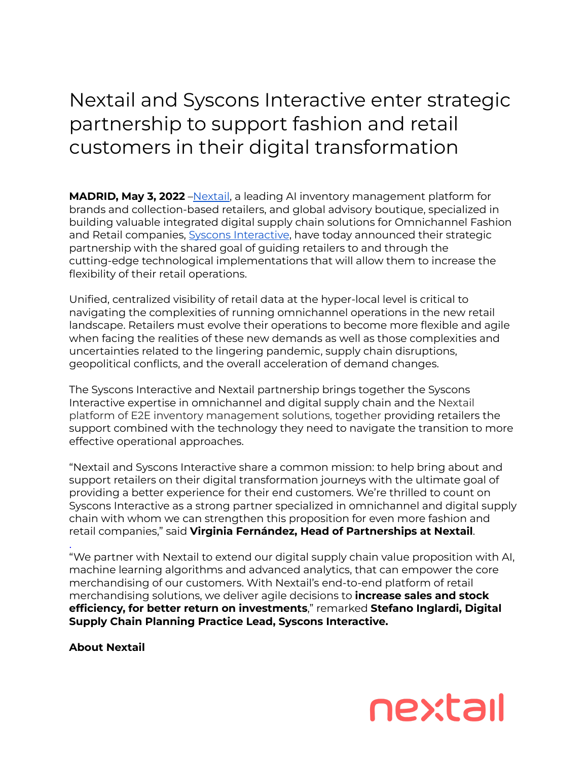# Nextail and Syscons Interactive enter strategic partnership to support fashion and retail customers in their digital transformation

**MADRID, May 3, 2022** –Nextail, a leading AI inventory management platform for brands and collection-based retailers, and global advisory boutique, specialized in building valuable integrated digital supply chain solutions for Omnichannel Fashion and Retail companies, Syscons Interactive, have today announced their strategic partnership with the shared goal of guiding retailers to and through the cutting-edge technological implementations that will allow them to increase the flexibility of their retail operations.

Unified, centralized visibility of retail data at the hyper-local level is critical to navigating the complexities of running omnichannel operations in the new retail landscape. Retailers must evolve their operations to become more flexible and agile when facing the realities of these new demands as well as those complexities and uncertainties related to the lingering pandemic, supply chain disruptions, geopolitical conflicts, and the overall acceleration of demand changes.

The Syscons Interactive and Nextail partnership brings together the Syscons Interactive expertise in omnichannel and digital supply chain and the Nextail platform of E2E inventory management solutions, together providing retailers the support combined with the technology they need to navigate the transition to more effective operational approaches.

"Nextail and Syscons Interactive share a common mission: to help bring about and support retailers on their digital transformation journeys with the ultimate goal of providing a better experience for their end customers. We're thrilled to count on Syscons Interactive as a strong partner specialized in omnichannel and digital supply chain with whom we can strengthen this proposition for even more fashion and retail companies," said **Virginia Fernández, Head of Partnerships at Nextail**.

"We partner with Nextail to extend our digital supply chain value proposition with AI, machine learning algorithms and advanced analytics, that can empower the core merchandising of our customers. With Nextail's end-to-end platform of retail merchandising solutions, we deliver agile decisions to **increase sales and stock efficiency, for better return on investments**," remarked **Stefano Inglardi, Digital Supply Chain Planning Practice Lead, Syscons Interactive.**

**About Nextail**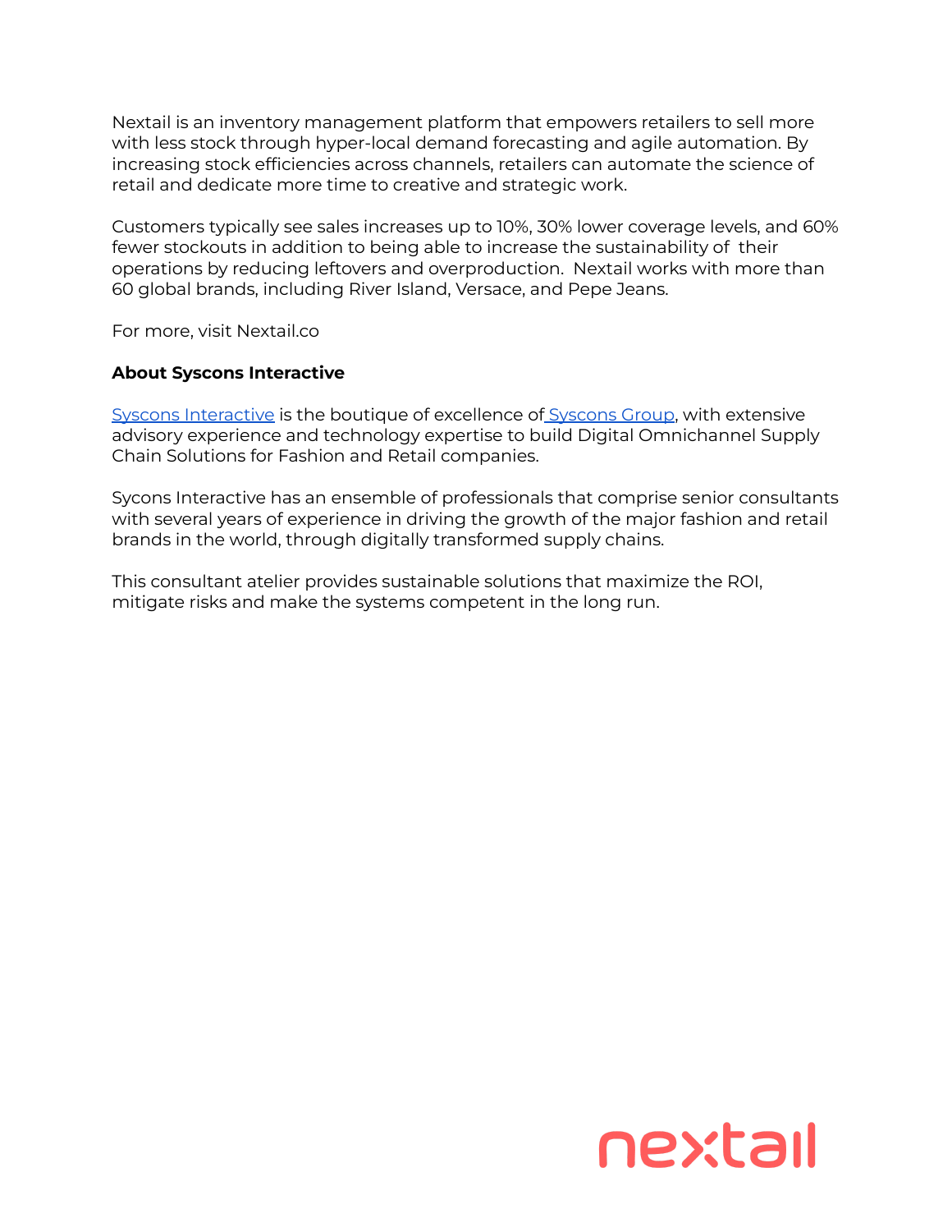Nextail is an inventory management platform that empowers retailers to sell more with less stock through hyper-local demand forecasting and agile automation. By increasing stock efficiencies across channels, retailers can automate the science of retail and dedicate more time to creative and strategic work.

Customers typically see sales increases up to 10%, 30% lower coverage levels, and 60% fewer stockouts in addition to being able to increase the sustainability of their operations by reducing leftovers and overproduction. Nextail works with more than 60 global brands, including River Island, Versace, and Pepe Jeans.

For more, visit Nextail.co

**About Syscons Interactive**

Syscons Interactive is the boutique of excellence of Syscons Group, with extensive advisory experience and technology expertise to build Digital Omnichannel Supply Chain Solutions for Fashion and Retail companies.

Sycons Interactive has an ensemble of professionals that comprise senior consultants with several years of experience in driving the growth of the major fashion and retail brands in the world, through digitally transformed supply chains.

This consultant atelier provides sustainable solutions that maximize the ROI, mitigate risks and make the systems competent in the long run.